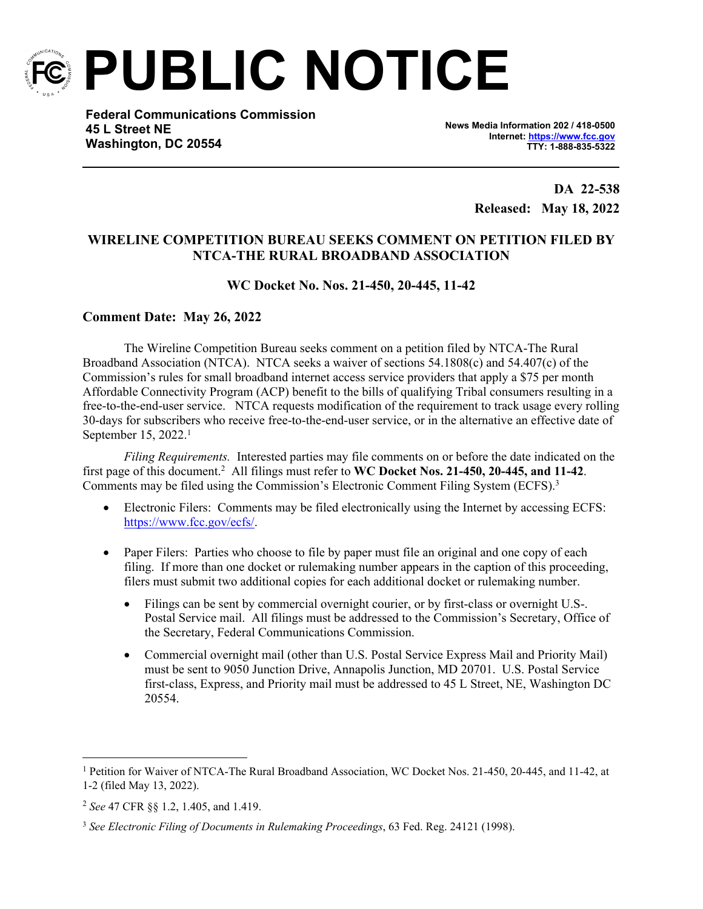# PUBLIC NOTICE

**Federal Communications Commission**
**45 L Street NE**
**Washington, DC 20554**

**News Media Information 202 / 418-0500**
**Internet: https://www.fcc.gov**
**TTY: 1-888-835-5322**

**DA 22-538**
**Released: May 18, 2022**

## WIRELINE COMPETITION BUREAU SEEKS COMMENT ON PETITION FILED BY NTCA-THE RURAL BROADBAND ASSOCIATION

### WC Docket No. Nos. 21-450, 20-445, 11-42

**Comment Date: May 26, 2022**

The Wireline Competition Bureau seeks comment on a petition filed by NTCA-The Rural Broadband Association (NTCA). NTCA seeks a waiver of sections 54.1808(c) and 54.407(c) of the Commission's rules for small broadband internet access service providers that apply a $75 per month Affordable Connectivity Program (ACP) benefit to the bills of qualifying Tribal consumers resulting in a free-to-the-end-user service. NTCA requests modification of the requirement to track usage every rolling 30-days for subscribers who receive free-to-the-end-user service, or in the alternative an effective date of September 15, 2022.[1]

*Filing Requirements.* Interested parties may file comments on or before the date indicated on the first page of this document.[2] All filings must refer to **WC Docket Nos. 21-450, 20-445, and 11-42**. Comments may be filed using the Commission's Electronic Comment Filing System (ECFS).[3]

- Electronic Filers: Comments may be filed electronically using the Internet by accessing ECFS: https://www.fcc.gov/ecfs/.
- Paper Filers: Parties who choose to file by paper must file an original and one copy of each filing. If more than one docket or rulemaking number appears in the caption of this proceeding, filers must submit two additional copies for each additional docket or rulemaking number.
  - Filings can be sent by commercial overnight courier, or by first-class or overnight U.S-. Postal Service mail. All filings must be addressed to the Commission's Secretary, Office of the Secretary, Federal Communications Commission.
  - Commercial overnight mail (other than U.S. Postal Service Express Mail and Priority Mail) must be sent to 9050 Junction Drive, Annapolis Junction, MD 20701. U.S. Postal Service first-class, Express, and Priority mail must be addressed to 45 L Street, NE, Washington DC 20554.

---

[1] Petition for Waiver of NTCA-The Rural Broadband Association, WC Docket Nos. 21-450, 20-445, and 11-42, at 1-2 (filed May 13, 2022).

[2] *See* 47 CFR §§ 1.2, 1.405, and 1.419.

[3] *See Electronic Filing of Documents in Rulemaking Proceedings*, 63 Fed. Reg. 24121 (1998).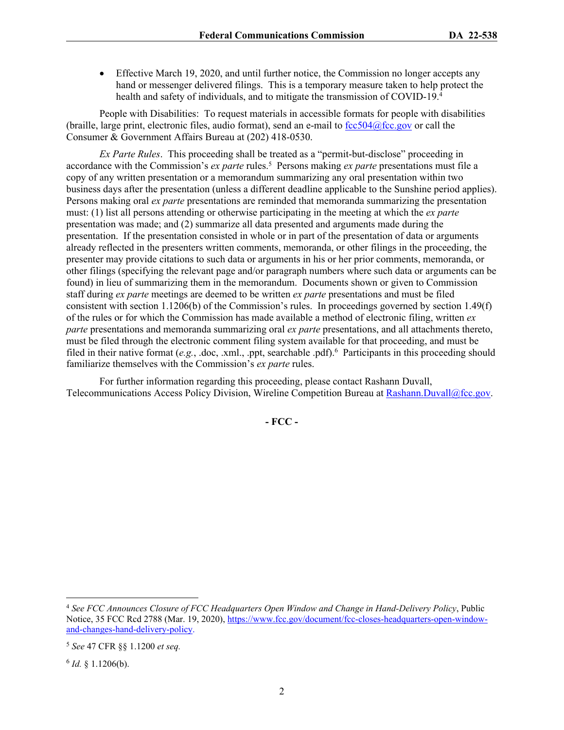- Effective March 19, 2020, and until further notice, the Commission no longer accepts any hand or messenger delivered filings. This is a temporary measure taken to help protect the health and safety of individuals, and to mitigate the transmission of COVID-19.[4]

People with Disabilities: To request materials in accessible formats for people with disabilities (braille, large print, electronic files, audio format), send an e-mail to fcc504@fcc.gov or call the Consumer & Government Affairs Bureau at (202) 418-0530.

*Ex Parte Rules*. This proceeding shall be treated as a "permit-but-disclose" proceeding in accordance with the Commission's *ex parte* rules.[5] Persons making *ex parte* presentations must file a copy of any written presentation or a memorandum summarizing any oral presentation within two business days after the presentation (unless a different deadline applicable to the Sunshine period applies). Persons making oral *ex parte* presentations are reminded that memoranda summarizing the presentation must: (1) list all persons attending or otherwise participating in the meeting at which the *ex parte* presentation was made; and (2) summarize all data presented and arguments made during the presentation. If the presentation consisted in whole or in part of the presentation of data or arguments already reflected in the presenters written comments, memoranda, or other filings in the proceeding, the presenter may provide citations to such data or arguments in his or her prior comments, memoranda, or other filings (specifying the relevant page and/or paragraph numbers where such data or arguments can be found) in lieu of summarizing them in the memorandum. Documents shown or given to Commission staff during *ex parte* meetings are deemed to be written *ex parte* presentations and must be filed consistent with section 1.1206(b) of the Commission's rules. In proceedings governed by section 1.49(f) of the rules or for which the Commission has made available a method of electronic filing, written *ex parte* presentations and memoranda summarizing oral *ex parte* presentations, and all attachments thereto, must be filed through the electronic comment filing system available for that proceeding, and must be filed in their native format (*e.g.*, .doc, .xml., .ppt, searchable .pdf).[6] Participants in this proceeding should familiarize themselves with the Commission's *ex parte* rules.

For further information regarding this proceeding, please contact Rashann Duvall, Telecommunications Access Policy Division, Wireline Competition Bureau at Rashann.Duvall@fcc.gov.

**- FCC -**

---

[4] *See FCC Announces Closure of FCC Headquarters Open Window and Change in Hand-Delivery Policy*, Public Notice, 35 FCC Rcd 2788 (Mar. 19, 2020), https://www.fcc.gov/document/fcc-closes-headquarters-open-window-and-changes-hand-delivery-policy.

[5] *See* 47 CFR §§ 1.1200 *et seq.*

[6] *Id.* § 1.1206(b).